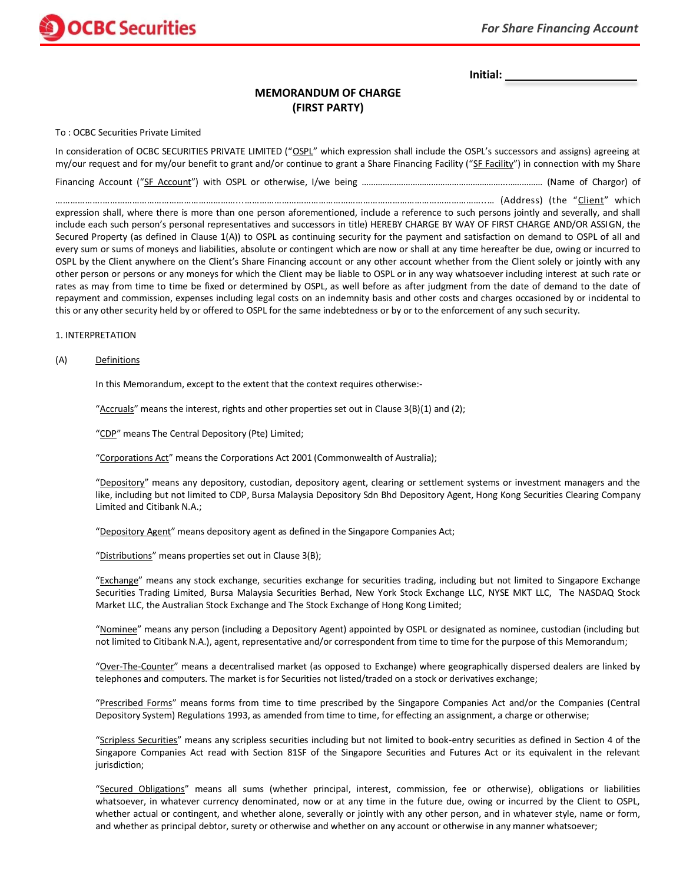**Initial: ______________________**

## MEMORANDUM OF CHARGE
## (FIRST PARTY)

To : OCBC Securities Private Limited

In consideration of OCBC SECURITIES PRIVATE LIMITED ("OSPL" which expression shall include the OSPL's successors and assigns) agreeing at my/our request and for my/our benefit to grant and/or continue to grant a Share Financing Facility ("SF Facility") in connection with my Share Financing Account ("SF Account") with OSPL or otherwise, I/we being ……………………………………………………………..…………… (Name of Chargor) of ………………..……………………………………………………..……………………………………………………………………………………..… (Address) (the "Client" which expression shall, where there is more than one person aforementioned, include a reference to such persons jointly and severally, and shall include each such person's personal representatives and successors in title) HEREBY CHARGE BY WAY OF FIRST CHARGE AND/OR ASSIGN, the Secured Property (as defined in Clause 1(A)) to OSPL as continuing security for the payment and satisfaction on demand to OSPL of all and every sum or sums of moneys and liabilities, absolute or contingent which are now or shall at any time hereafter be due, owing or incurred to OSPL by the Client anywhere on the Client's Share Financing account or any other account whether from the Client solely or jointly with any other person or persons or any moneys for which the Client may be liable to OSPL or in any way whatsoever including interest at such rate or rates as may from time to time be fixed or determined by OSPL, as well before as after judgment from the date of demand to the date of repayment and commission, expenses including legal costs on an indemnity basis and other costs and charges occasioned by or incidental to this or any other security held by or offered to OSPL for the same indebtedness or by or to the enforcement of any such security.

1. INTERPRETATION

(A) Definitions

In this Memorandum, except to the extent that the context requires otherwise:-

"Accruals" means the interest, rights and other properties set out in Clause 3(B)(1) and (2);

"CDP" means The Central Depository (Pte) Limited;

"Corporations Act" means the Corporations Act 2001 (Commonwealth of Australia);

"Depository" means any depository, custodian, depository agent, clearing or settlement systems or investment managers and the like, including but not limited to CDP, Bursa Malaysia Depository Sdn Bhd Depository Agent, Hong Kong Securities Clearing Company Limited and Citibank N.A.;

"Depository Agent" means depository agent as defined in the Singapore Companies Act;

"Distributions" means properties set out in Clause 3(B);

"Exchange" means any stock exchange, securities exchange for securities trading, including but not limited to Singapore Exchange Securities Trading Limited, Bursa Malaysia Securities Berhad, New York Stock Exchange LLC, NYSE MKT LLC, The NASDAQ Stock Market LLC, the Australian Stock Exchange and The Stock Exchange of Hong Kong Limited;

"Nominee" means any person (including a Depository Agent) appointed by OSPL or designated as nominee, custodian (including but not limited to Citibank N.A.), agent, representative and/or correspondent from time to time for the purpose of this Memorandum;

"Over-The-Counter" means a decentralised market (as opposed to Exchange) where geographically dispersed dealers are linked by telephones and computers. The market is for Securities not listed/traded on a stock or derivatives exchange;

"Prescribed Forms" means forms from time to time prescribed by the Singapore Companies Act and/or the Companies (Central Depository System) Regulations 1993, as amended from time to time, for effecting an assignment, a charge or otherwise;

"Scripless Securities" means any scripless securities including but not limited to book-entry securities as defined in Section 4 of the Singapore Companies Act read with Section 81SF of the Singapore Securities and Futures Act or its equivalent in the relevant jurisdiction;

"Secured Obligations" means all sums (whether principal, interest, commission, fee or otherwise), obligations or liabilities whatsoever, in whatever currency denominated, now or at any time in the future due, owing or incurred by the Client to OSPL, whether actual or contingent, and whether alone, severally or jointly with any other person, and in whatever style, name or form, and whether as principal debtor, surety or otherwise and whether on any account or otherwise in any manner whatsoever;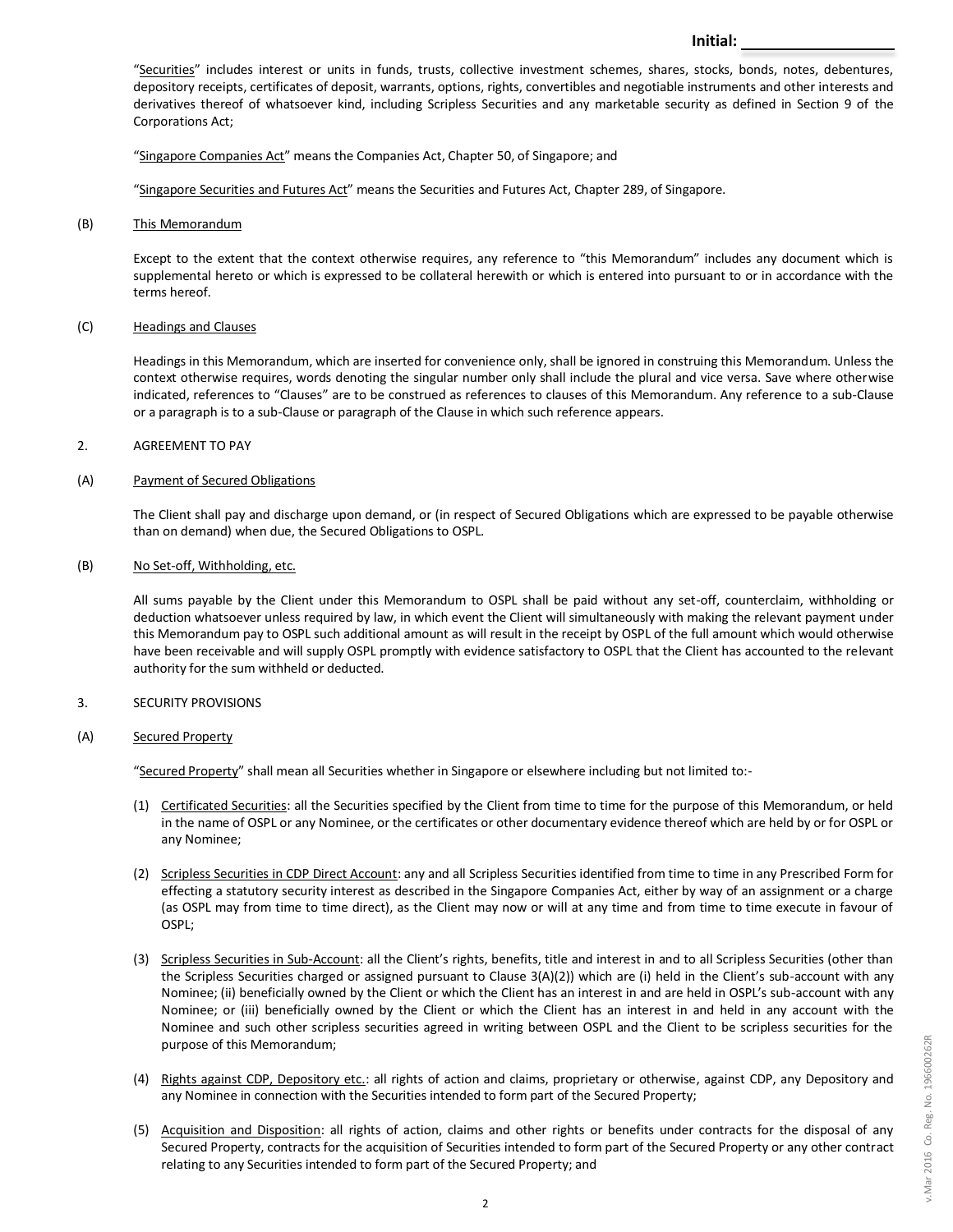"Securities" includes interest or units in funds, trusts, collective investment schemes, shares, stocks, bonds, notes, debentures, depository receipts, certificates of deposit, warrants, options, rights, convertibles and negotiable instruments and other interests and derivatives thereof of whatsoever kind, including Scripless Securities and any marketable security as defined in Section 9 of the Corporations Act;

"Singapore Companies Act" means the Companies Act, Chapter 50, of Singapore; and

"Singapore Securities and Futures Act" means the Securities and Futures Act, Chapter 289, of Singapore.

(B) This Memorandum

Except to the extent that the context otherwise requires, any reference to "this Memorandum" includes any document which is supplemental hereto or which is expressed to be collateral herewith or which is entered into pursuant to or in accordance with the terms hereof.

(C) Headings and Clauses

Headings in this Memorandum, which are inserted for convenience only, shall be ignored in construing this Memorandum. Unless the context otherwise requires, words denoting the singular number only shall include the plural and vice versa. Save where otherwise indicated, references to "Clauses" are to be construed as references to clauses of this Memorandum. Any reference to a sub-Clause or a paragraph is to a sub-Clause or paragraph of the Clause in which such reference appears.

2. AGREEMENT TO PAY

(A) Payment of Secured Obligations

The Client shall pay and discharge upon demand, or (in respect of Secured Obligations which are expressed to be payable otherwise than on demand) when due, the Secured Obligations to OSPL.

(B) No Set-off, Withholding, etc.

All sums payable by the Client under this Memorandum to OSPL shall be paid without any set-off, counterclaim, withholding or deduction whatsoever unless required by law, in which event the Client will simultaneously with making the relevant payment under this Memorandum pay to OSPL such additional amount as will result in the receipt by OSPL of the full amount which would otherwise have been receivable and will supply OSPL promptly with evidence satisfactory to OSPL that the Client has accounted to the relevant authority for the sum withheld or deducted.

3. SECURITY PROVISIONS

(A) Secured Property

"Secured Property" shall mean all Securities whether in Singapore or elsewhere including but not limited to:-

(1) Certificated Securities: all the Securities specified by the Client from time to time for the purpose of this Memorandum, or held in the name of OSPL or any Nominee, or the certificates or other documentary evidence thereof which are held by or for OSPL or any Nominee;

(2) Scripless Securities in CDP Direct Account: any and all Scripless Securities identified from time to time in any Prescribed Form for effecting a statutory security interest as described in the Singapore Companies Act, either by way of an assignment or a charge (as OSPL may from time to time direct), as the Client may now or will at any time and from time to time execute in favour of OSPL;

(3) Scripless Securities in Sub-Account: all the Client's rights, benefits, title and interest in and to all Scripless Securities (other than the Scripless Securities charged or assigned pursuant to Clause 3(A)(2)) which are (i) held in the Client's sub-account with any Nominee; (ii) beneficially owned by the Client or which the Client has an interest in and are held in OSPL's sub-account with any Nominee; or (iii) beneficially owned by the Client or which the Client has an interest in and held in any account with the Nominee and such other scripless securities agreed in writing between OSPL and the Client to be scripless securities for the purpose of this Memorandum;

(4) Rights against CDP, Depository etc.: all rights of action and claims, proprietary or otherwise, against CDP, any Depository and any Nominee in connection with the Securities intended to form part of the Secured Property;

(5) Acquisition and Disposition: all rights of action, claims and other rights or benefits under contracts for the disposal of any Secured Property, contracts for the acquisition of Securities intended to form part of the Secured Property or any other contract relating to any Securities intended to form part of the Secured Property; and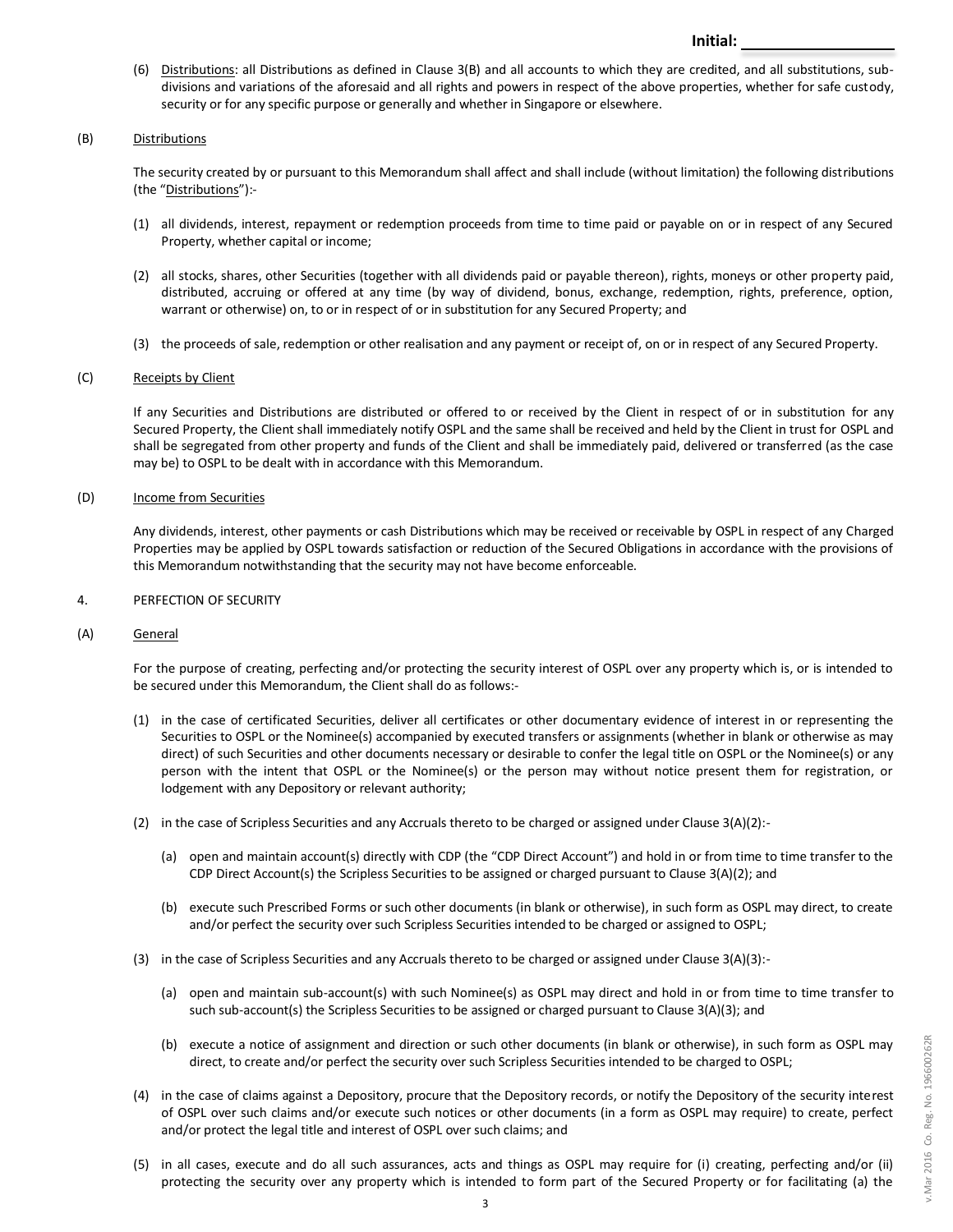(6) Distributions: all Distributions as defined in Clause 3(B) and all accounts to which they are credited, and all substitutions, sub-divisions and variations of the aforesaid and all rights and powers in respect of the above properties, whether for safe custody, security or for any specific purpose or generally and whether in Singapore or elsewhere.

(B) Distributions

The security created by or pursuant to this Memorandum shall affect and shall include (without limitation) the following distributions (the "Distributions"):-

(1) all dividends, interest, repayment or redemption proceeds from time to time paid or payable on or in respect of any Secured Property, whether capital or income;

(2) all stocks, shares, other Securities (together with all dividends paid or payable thereon), rights, moneys or other property paid, distributed, accruing or offered at any time (by way of dividend, bonus, exchange, redemption, rights, preference, option, warrant or otherwise) on, to or in respect of or in substitution for any Secured Property; and

(3) the proceeds of sale, redemption or other realisation and any payment or receipt of, on or in respect of any Secured Property.

(C) Receipts by Client

If any Securities and Distributions are distributed or offered to or received by the Client in respect of or in substitution for any Secured Property, the Client shall immediately notify OSPL and the same shall be received and held by the Client in trust for OSPL and shall be segregated from other property and funds of the Client and shall be immediately paid, delivered or transferred (as the case may be) to OSPL to be dealt with in accordance with this Memorandum.

(D) Income from Securities

Any dividends, interest, other payments or cash Distributions which may be received or receivable by OSPL in respect of any Charged Properties may be applied by OSPL towards satisfaction or reduction of the Secured Obligations in accordance with the provisions of this Memorandum notwithstanding that the security may not have become enforceable.

4. PERFECTION OF SECURITY

(A) General

For the purpose of creating, perfecting and/or protecting the security interest of OSPL over any property which is, or is intended to be secured under this Memorandum, the Client shall do as follows:-

(1) in the case of certificated Securities, deliver all certificates or other documentary evidence of interest in or representing the Securities to OSPL or the Nominee(s) accompanied by executed transfers or assignments (whether in blank or otherwise as may direct) of such Securities and other documents necessary or desirable to confer the legal title on OSPL or the Nominee(s) or any person with the intent that OSPL or the Nominee(s) or the person may without notice present them for registration, or lodgement with any Depository or relevant authority;

(2) in the case of Scripless Securities and any Accruals thereto to be charged or assigned under Clause 3(A)(2):-

(a) open and maintain account(s) directly with CDP (the "CDP Direct Account") and hold in or from time to time transfer to the CDP Direct Account(s) the Scripless Securities to be assigned or charged pursuant to Clause 3(A)(2); and

(b) execute such Prescribed Forms or such other documents (in blank or otherwise), in such form as OSPL may direct, to create and/or perfect the security over such Scripless Securities intended to be charged or assigned to OSPL;

(3) in the case of Scripless Securities and any Accruals thereto to be charged or assigned under Clause 3(A)(3):-

(a) open and maintain sub-account(s) with such Nominee(s) as OSPL may direct and hold in or from time to time transfer to such sub-account(s) the Scripless Securities to be assigned or charged pursuant to Clause 3(A)(3); and

(b) execute a notice of assignment and direction or such other documents (in blank or otherwise), in such form as OSPL may direct, to create and/or perfect the security over such Scripless Securities intended to be charged to OSPL;

(4) in the case of claims against a Depository, procure that the Depository records, or notify the Depository of the security interest of OSPL over such claims and/or execute such notices or other documents (in a form as OSPL may require) to create, perfect and/or protect the legal title and interest of OSPL over such claims; and

(5) in all cases, execute and do all such assurances, acts and things as OSPL may require for (i) creating, perfecting and/or (ii) protecting the security over any property which is intended to form part of the Secured Property or for facilitating (a) the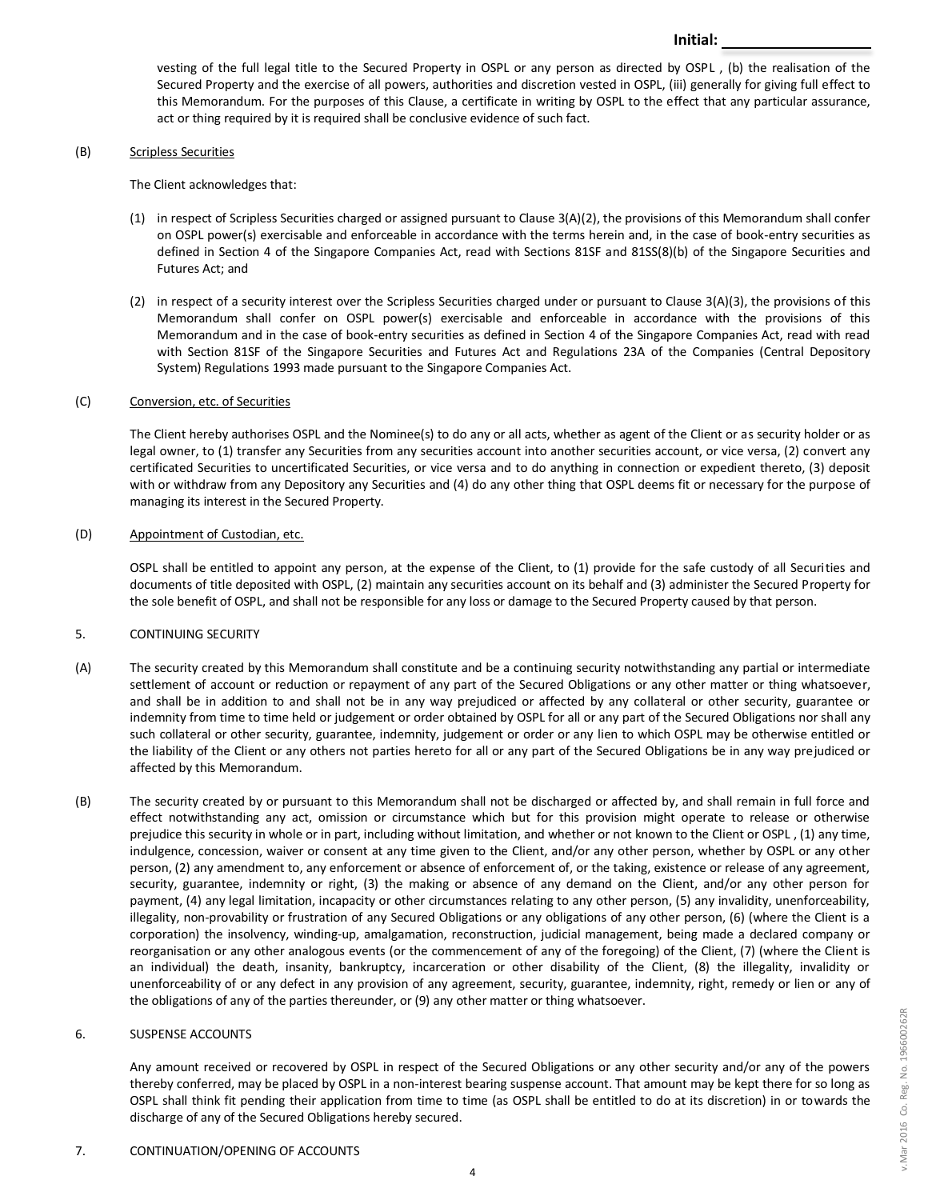vesting of the full legal title to the Secured Property in OSPL or any person as directed by OSPL , (b) the realisation of the Secured Property and the exercise of all powers, authorities and discretion vested in OSPL, (iii) generally for giving full effect to this Memorandum. For the purposes of this Clause, a certificate in writing by OSPL to the effect that any particular assurance, act or thing required by it is required shall be conclusive evidence of such fact.

(B) Scripless Securities

The Client acknowledges that:

(1) in respect of Scripless Securities charged or assigned pursuant to Clause 3(A)(2), the provisions of this Memorandum shall confer on OSPL power(s) exercisable and enforceable in accordance with the terms herein and, in the case of book-entry securities as defined in Section 4 of the Singapore Companies Act, read with Sections 81SF and 81SS(8)(b) of the Singapore Securities and Futures Act; and

(2) in respect of a security interest over the Scripless Securities charged under or pursuant to Clause 3(A)(3), the provisions of this Memorandum shall confer on OSPL power(s) exercisable and enforceable in accordance with the provisions of this Memorandum and in the case of book-entry securities as defined in Section 4 of the Singapore Companies Act, read with read with Section 81SF of the Singapore Securities and Futures Act and Regulations 23A of the Companies (Central Depository System) Regulations 1993 made pursuant to the Singapore Companies Act.

(C) Conversion, etc. of Securities

The Client hereby authorises OSPL and the Nominee(s) to do any or all acts, whether as agent of the Client or as security holder or as legal owner, to (1) transfer any Securities from any securities account into another securities account, or vice versa, (2) convert any certificated Securities to uncertificated Securities, or vice versa and to do anything in connection or expedient thereto, (3) deposit with or withdraw from any Depository any Securities and (4) do any other thing that OSPL deems fit or necessary for the purpose of managing its interest in the Secured Property.

(D) Appointment of Custodian, etc.

OSPL shall be entitled to appoint any person, at the expense of the Client, to (1) provide for the safe custody of all Securities and documents of title deposited with OSPL, (2) maintain any securities account on its behalf and (3) administer the Secured Property for the sole benefit of OSPL, and shall not be responsible for any loss or damage to the Secured Property caused by that person.

## 5. CONTINUING SECURITY

(A) The security created by this Memorandum shall constitute and be a continuing security notwithstanding any partial or intermediate settlement of account or reduction or repayment of any part of the Secured Obligations or any other matter or thing whatsoever, and shall be in addition to and shall not be in any way prejudiced or affected by any collateral or other security, guarantee or indemnity from time to time held or judgement or order obtained by OSPL for all or any part of the Secured Obligations nor shall any such collateral or other security, guarantee, indemnity, judgement or order or any lien to which OSPL may be otherwise entitled or the liability of the Client or any others not parties hereto for all or any part of the Secured Obligations be in any way prejudiced or affected by this Memorandum.

(B) The security created by or pursuant to this Memorandum shall not be discharged or affected by, and shall remain in full force and effect notwithstanding any act, omission or circumstance which but for this provision might operate to release or otherwise prejudice this security in whole or in part, including without limitation, and whether or not known to the Client or OSPL , (1) any time, indulgence, concession, waiver or consent at any time given to the Client, and/or any other person, whether by OSPL or any other person, (2) any amendment to, any enforcement or absence of enforcement of, or the taking, existence or release of any agreement, security, guarantee, indemnity or right, (3) the making or absence of any demand on the Client, and/or any other person for payment, (4) any legal limitation, incapacity or other circumstances relating to any other person, (5) any invalidity, unenforceability, illegality, non-provability or frustration of any Secured Obligations or any obligations of any other person, (6) (where the Client is a corporation) the insolvency, winding-up, amalgamation, reconstruction, judicial management, being made a declared company or reorganisation or any other analogous events (or the commencement of any of the foregoing) of the Client, (7) (where the Client is an individual) the death, insanity, bankruptcy, incarceration or other disability of the Client, (8) the illegality, invalidity or unenforceability of or any defect in any provision of any agreement, security, guarantee, indemnity, right, remedy or lien or any of the obligations of any of the parties thereunder, or (9) any other matter or thing whatsoever.

## 6. SUSPENSE ACCOUNTS

Any amount received or recovered by OSPL in respect of the Secured Obligations or any other security and/or any of the powers thereby conferred, may be placed by OSPL in a non-interest bearing suspense account. That amount may be kept there for so long as OSPL shall think fit pending their application from time to time (as OSPL shall be entitled to do at its discretion) in or towards the discharge of any of the Secured Obligations hereby secured.

## 7. CONTINUATION/OPENING OF ACCOUNTS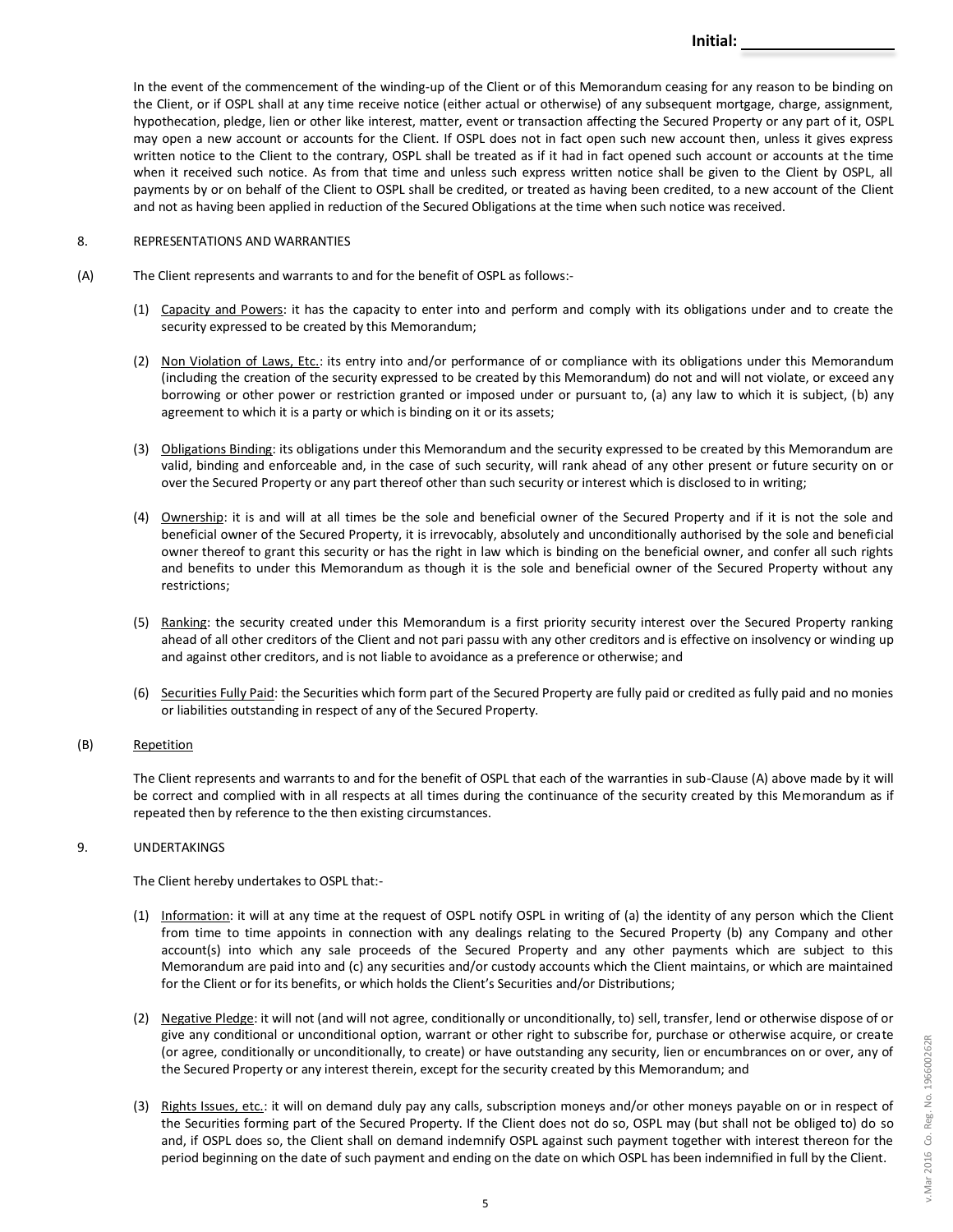In the event of the commencement of the winding-up of the Client or of this Memorandum ceasing for any reason to be binding on the Client, or if OSPL shall at any time receive notice (either actual or otherwise) of any subsequent mortgage, charge, assignment, hypothecation, pledge, lien or other like interest, matter, event or transaction affecting the Secured Property or any part of it, OSPL may open a new account or accounts for the Client. If OSPL does not in fact open such new account then, unless it gives express written notice to the Client to the contrary, OSPL shall be treated as if it had in fact opened such account or accounts at the time when it received such notice. As from that time and unless such express written notice shall be given to the Client by OSPL, all payments by or on behalf of the Client to OSPL shall be credited, or treated as having been credited, to a new account of the Client and not as having been applied in reduction of the Secured Obligations at the time when such notice was received.

8. REPRESENTATIONS AND WARRANTIES

(A) The Client represents and warrants to and for the benefit of OSPL as follows:-

(1) Capacity and Powers: it has the capacity to enter into and perform and comply with its obligations under and to create the security expressed to be created by this Memorandum;

(2) Non Violation of Laws, Etc.: its entry into and/or performance of or compliance with its obligations under this Memorandum (including the creation of the security expressed to be created by this Memorandum) do not and will not violate, or exceed any borrowing or other power or restriction granted or imposed under or pursuant to, (a) any law to which it is subject, (b) any agreement to which it is a party or which is binding on it or its assets;

(3) Obligations Binding: its obligations under this Memorandum and the security expressed to be created by this Memorandum are valid, binding and enforceable and, in the case of such security, will rank ahead of any other present or future security on or over the Secured Property or any part thereof other than such security or interest which is disclosed to in writing;

(4) Ownership: it is and will at all times be the sole and beneficial owner of the Secured Property and if it is not the sole and beneficial owner of the Secured Property, it is irrevocably, absolutely and unconditionally authorised by the sole and beneficial owner thereof to grant this security or has the right in law which is binding on the beneficial owner, and confer all such rights and benefits to under this Memorandum as though it is the sole and beneficial owner of the Secured Property without any restrictions;

(5) Ranking: the security created under this Memorandum is a first priority security interest over the Secured Property ranking ahead of all other creditors of the Client and not pari passu with any other creditors and is effective on insolvency or winding up and against other creditors, and is not liable to avoidance as a preference or otherwise; and

(6) Securities Fully Paid: the Securities which form part of the Secured Property are fully paid or credited as fully paid and no monies or liabilities outstanding in respect of any of the Secured Property.

(B) Repetition

The Client represents and warrants to and for the benefit of OSPL that each of the warranties in sub-Clause (A) above made by it will be correct and complied with in all respects at all times during the continuance of the security created by this Memorandum as if repeated then by reference to the then existing circumstances.

9. UNDERTAKINGS

The Client hereby undertakes to OSPL that:-

(1) Information: it will at any time at the request of OSPL notify OSPL in writing of (a) the identity of any person which the Client from time to time appoints in connection with any dealings relating to the Secured Property (b) any Company and other account(s) into which any sale proceeds of the Secured Property and any other payments which are subject to this Memorandum are paid into and (c) any securities and/or custody accounts which the Client maintains, or which are maintained for the Client or for its benefits, or which holds the Client's Securities and/or Distributions;

(2) Negative Pledge: it will not (and will not agree, conditionally or unconditionally, to) sell, transfer, lend or otherwise dispose of or give any conditional or unconditional option, warrant or other right to subscribe for, purchase or otherwise acquire, or create (or agree, conditionally or unconditionally, to create) or have outstanding any security, lien or encumbrances on or over, any of the Secured Property or any interest therein, except for the security created by this Memorandum; and

(3) Rights Issues, etc.: it will on demand duly pay any calls, subscription moneys and/or other moneys payable on or in respect of the Securities forming part of the Secured Property. If the Client does not do so, OSPL may (but shall not be obliged to) do so and, if OSPL does so, the Client shall on demand indemnify OSPL against such payment together with interest thereon for the period beginning on the date of such payment and ending on the date on which OSPL has been indemnified in full by the Client.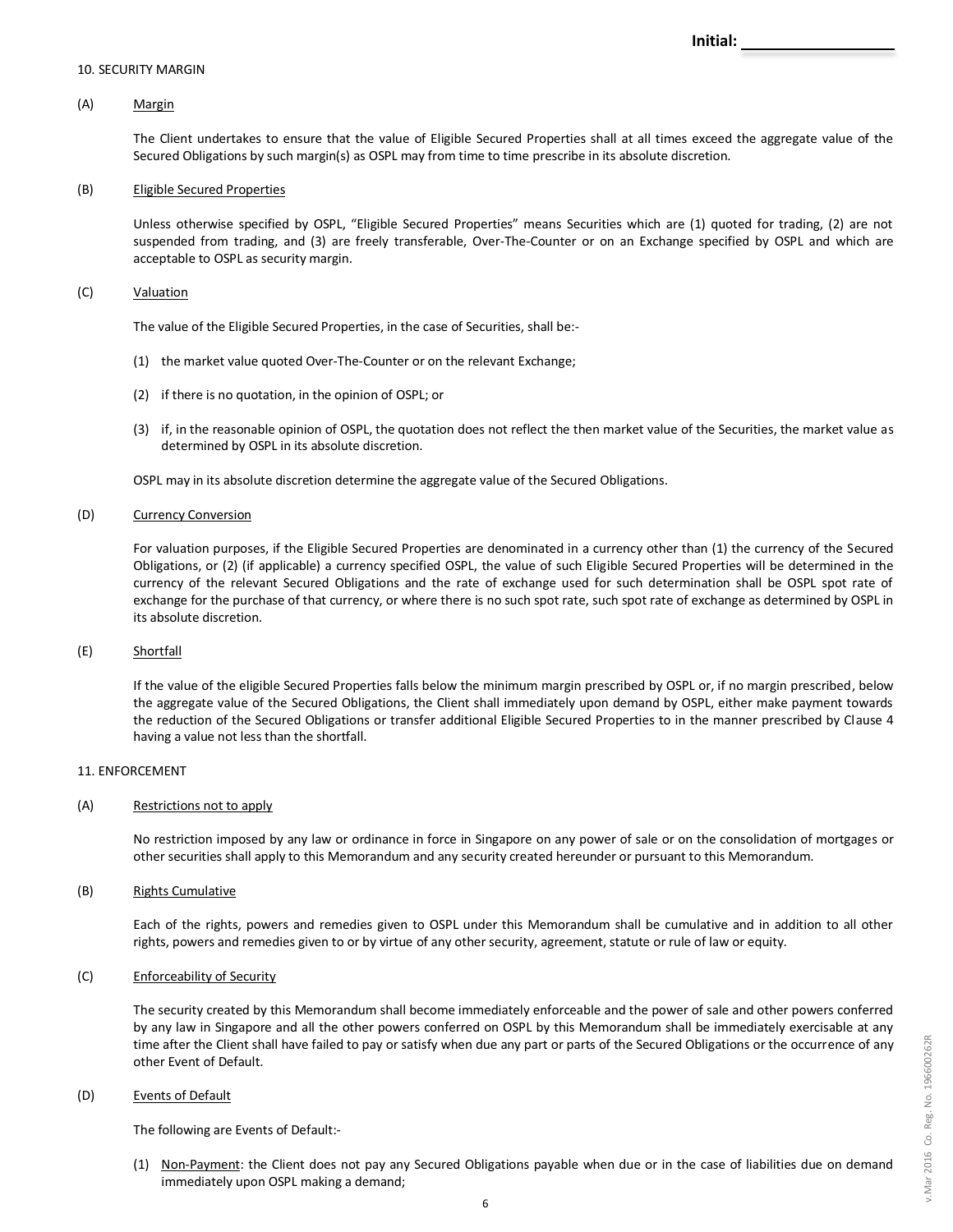Initial: ___________________

10. SECURITY MARGIN

(A) Margin

The Client undertakes to ensure that the value of Eligible Secured Properties shall at all times exceed the aggregate value of the Secured Obligations by such margin(s) as OSPL may from time to time prescribe in its absolute discretion.

(B) Eligible Secured Properties

Unless otherwise specified by OSPL, "Eligible Secured Properties" means Securities which are (1) quoted for trading, (2) are not suspended from trading, and (3) are freely transferable, Over-The-Counter or on an Exchange specified by OSPL and which are acceptable to OSPL as security margin.

(C) Valuation

The value of the Eligible Secured Properties, in the case of Securities, shall be:-

(1) the market value quoted Over-The-Counter or on the relevant Exchange;

(2) if there is no quotation, in the opinion of OSPL; or

(3) if, in the reasonable opinion of OSPL, the quotation does not reflect the then market value of the Securities, the market value as determined by OSPL in its absolute discretion.

OSPL may in its absolute discretion determine the aggregate value of the Secured Obligations.

(D) Currency Conversion

For valuation purposes, if the Eligible Secured Properties are denominated in a currency other than (1) the currency of the Secured Obligations, or (2) (if applicable) a currency specified OSPL, the value of such Eligible Secured Properties will be determined in the currency of the relevant Secured Obligations and the rate of exchange used for such determination shall be OSPL spot rate of exchange for the purchase of that currency, or where there is no such spot rate, such spot rate of exchange as determined by OSPL in its absolute discretion.

(E) Shortfall

If the value of the eligible Secured Properties falls below the minimum margin prescribed by OSPL or, if no margin prescribed, below the aggregate value of the Secured Obligations, the Client shall immediately upon demand by OSPL, either make payment towards the reduction of the Secured Obligations or transfer additional Eligible Secured Properties to in the manner prescribed by Clause 4 having a value not less than the shortfall.

11. ENFORCEMENT

(A) Restrictions not to apply

No restriction imposed by any law or ordinance in force in Singapore on any power of sale or on the consolidation of mortgages or other securities shall apply to this Memorandum and any security created hereunder or pursuant to this Memorandum.

(B) Rights Cumulative

Each of the rights, powers and remedies given to OSPL under this Memorandum shall be cumulative and in addition to all other rights, powers and remedies given to or by virtue of any other security, agreement, statute or rule of law or equity.

(C) Enforceability of Security

The security created by this Memorandum shall become immediately enforceable and the power of sale and other powers conferred by any law in Singapore and all the other powers conferred on OSPL by this Memorandum shall be immediately exercisable at any time after the Client shall have failed to pay or satisfy when due any part or parts of the Secured Obligations or the occurrence of any other Event of Default.

(D) Events of Default

The following are Events of Default:-

(1) Non-Payment: the Client does not pay any Secured Obligations payable when due or in the case of liabilities due on demand immediately upon OSPL making a demand;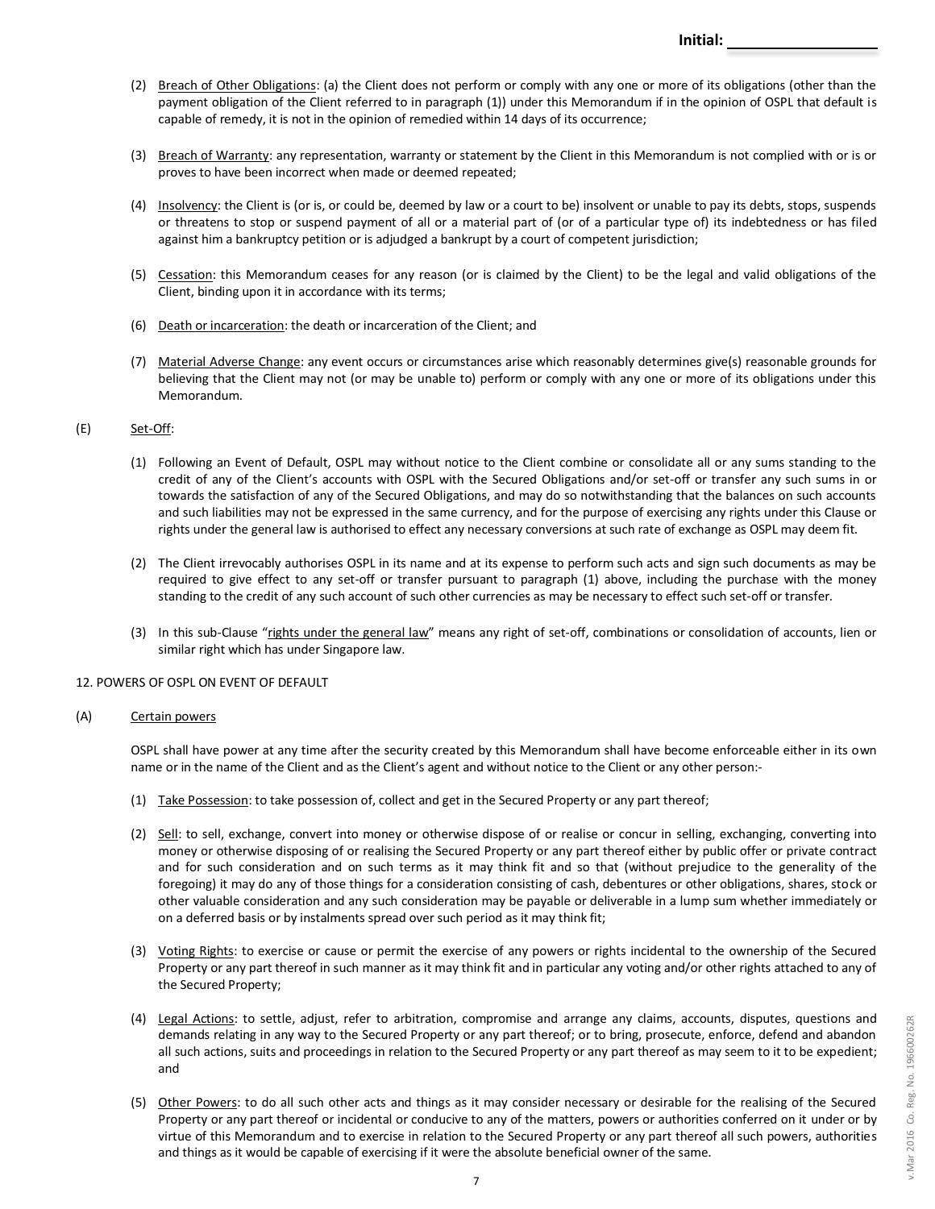(2) Breach of Other Obligations: (a) the Client does not perform or comply with any one or more of its obligations (other than the payment obligation of the Client referred to in paragraph (1)) under this Memorandum if in the opinion of OSPL that default is capable of remedy, it is not in the opinion of remedied within 14 days of its occurrence;

(3) Breach of Warranty: any representation, warranty or statement by the Client in this Memorandum is not complied with or is or proves to have been incorrect when made or deemed repeated;

(4) Insolvency: the Client is (or is, or could be, deemed by law or a court to be) insolvent or unable to pay its debts, stops, suspends or threatens to stop or suspend payment of all or a material part of (or of a particular type of) its indebtedness or has filed against him a bankruptcy petition or is adjudged a bankrupt by a court of competent jurisdiction;

(5) Cessation: this Memorandum ceases for any reason (or is claimed by the Client) to be the legal and valid obligations of the Client, binding upon it in accordance with its terms;

(6) Death or incarceration: the death or incarceration of the Client; and

(7) Material Adverse Change: any event occurs or circumstances arise which reasonably determines give(s) reasonable grounds for believing that the Client may not (or may be unable to) perform or comply with any one or more of its obligations under this Memorandum.

(E) Set-Off:

(1) Following an Event of Default, OSPL may without notice to the Client combine or consolidate all or any sums standing to the credit of any of the Client's accounts with OSPL with the Secured Obligations and/or set-off or transfer any such sums in or towards the satisfaction of any of the Secured Obligations, and may do so notwithstanding that the balances on such accounts and such liabilities may not be expressed in the same currency, and for the purpose of exercising any rights under this Clause or rights under the general law is authorised to effect any necessary conversions at such rate of exchange as OSPL may deem fit.

(2) The Client irrevocably authorises OSPL in its name and at its expense to perform such acts and sign such documents as may be required to give effect to any set-off or transfer pursuant to paragraph (1) above, including the purchase with the money standing to the credit of any such account of such other currencies as may be necessary to effect such set-off or transfer.

(3) In this sub-Clause "rights under the general law" means any right of set-off, combinations or consolidation of accounts, lien or similar right which has under Singapore law.

12. POWERS OF OSPL ON EVENT OF DEFAULT

(A) Certain powers

OSPL shall have power at any time after the security created by this Memorandum shall have become enforceable either in its own name or in the name of the Client and as the Client's agent and without notice to the Client or any other person:-

(1) Take Possession: to take possession of, collect and get in the Secured Property or any part thereof;

(2) Sell: to sell, exchange, convert into money or otherwise dispose of or realise or concur in selling, exchanging, converting into money or otherwise disposing of or realising the Secured Property or any part thereof either by public offer or private contract and for such consideration and on such terms as it may think fit and so that (without prejudice to the generality of the foregoing) it may do any of those things for a consideration consisting of cash, debentures or other obligations, shares, stock or other valuable consideration and any such consideration may be payable or deliverable in a lump sum whether immediately or on a deferred basis or by instalments spread over such period as it may think fit;

(3) Voting Rights: to exercise or cause or permit the exercise of any powers or rights incidental to the ownership of the Secured Property or any part thereof in such manner as it may think fit and in particular any voting and/or other rights attached to any of the Secured Property;

(4) Legal Actions: to settle, adjust, refer to arbitration, compromise and arrange any claims, accounts, disputes, questions and demands relating in any way to the Secured Property or any part thereof; or to bring, prosecute, enforce, defend and abandon all such actions, suits and proceedings in relation to the Secured Property or any part thereof as may seem to it to be expedient; and

(5) Other Powers: to do all such other acts and things as it may consider necessary or desirable for the realising of the Secured Property or any part thereof or incidental or conducive to any of the matters, powers or authorities conferred on it under or by virtue of this Memorandum and to exercise in relation to the Secured Property or any part thereof all such powers, authorities and things as it would be capable of exercising if it were the absolute beneficial owner of the same.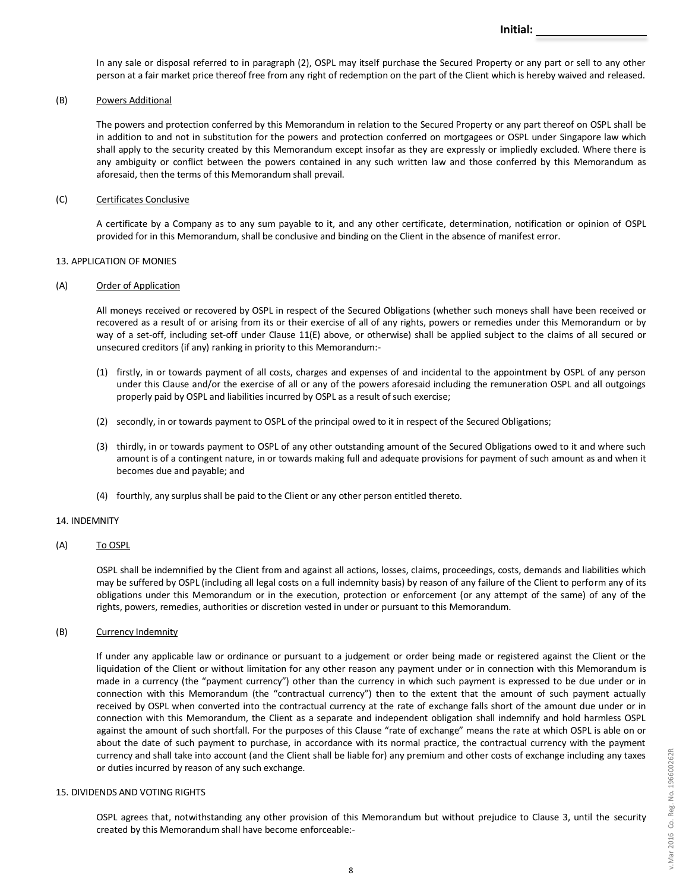In any sale or disposal referred to in paragraph (2), OSPL may itself purchase the Secured Property or any part or sell to any other person at a fair market price thereof free from any right of redemption on the part of the Client which is hereby waived and released.

(B) Powers Additional

The powers and protection conferred by this Memorandum in relation to the Secured Property or any part thereof on OSPL shall be in addition to and not in substitution for the powers and protection conferred on mortgagees or OSPL under Singapore law which shall apply to the security created by this Memorandum except insofar as they are expressly or impliedly excluded. Where there is any ambiguity or conflict between the powers contained in any such written law and those conferred by this Memorandum as aforesaid, then the terms of this Memorandum shall prevail.

(C) Certificates Conclusive

A certificate by a Company as to any sum payable to it, and any other certificate, determination, notification or opinion of OSPL provided for in this Memorandum, shall be conclusive and binding on the Client in the absence of manifest error.

## 13. APPLICATION OF MONIES

(A) Order of Application

All moneys received or recovered by OSPL in respect of the Secured Obligations (whether such moneys shall have been received or recovered as a result of or arising from its or their exercise of all of any rights, powers or remedies under this Memorandum or by way of a set-off, including set-off under Clause 11(E) above, or otherwise) shall be applied subject to the claims of all secured or unsecured creditors (if any) ranking in priority to this Memorandum:-

(1) firstly, in or towards payment of all costs, charges and expenses of and incidental to the appointment by OSPL of any person under this Clause and/or the exercise of all or any of the powers aforesaid including the remuneration OSPL and all outgoings properly paid by OSPL and liabilities incurred by OSPL as a result of such exercise;

(2) secondly, in or towards payment to OSPL of the principal owed to it in respect of the Secured Obligations;

(3) thirdly, in or towards payment to OSPL of any other outstanding amount of the Secured Obligations owed to it and where such amount is of a contingent nature, in or towards making full and adequate provisions for payment of such amount as and when it becomes due and payable; and

(4) fourthly, any surplus shall be paid to the Client or any other person entitled thereto.

## 14. INDEMNITY

(A) To OSPL

OSPL shall be indemnified by the Client from and against all actions, losses, claims, proceedings, costs, demands and liabilities which may be suffered by OSPL (including all legal costs on a full indemnity basis) by reason of any failure of the Client to perform any of its obligations under this Memorandum or in the execution, protection or enforcement (or any attempt of the same) of any of the rights, powers, remedies, authorities or discretion vested in under or pursuant to this Memorandum.

(B) Currency Indemnity

If under any applicable law or ordinance or pursuant to a judgement or order being made or registered against the Client or the liquidation of the Client or without limitation for any other reason any payment under or in connection with this Memorandum is made in a currency (the "payment currency") other than the currency in which such payment is expressed to be due under or in connection with this Memorandum (the "contractual currency") then to the extent that the amount of such payment actually received by OSPL when converted into the contractual currency at the rate of exchange falls short of the amount due under or in connection with this Memorandum, the Client as a separate and independent obligation shall indemnify and hold harmless OSPL against the amount of such shortfall. For the purposes of this Clause "rate of exchange" means the rate at which OSPL is able on or about the date of such payment to purchase, in accordance with its normal practice, the contractual currency with the payment currency and shall take into account (and the Client shall be liable for) any premium and other costs of exchange including any taxes or duties incurred by reason of any such exchange.

## 15. DIVIDENDS AND VOTING RIGHTS

OSPL agrees that, notwithstanding any other provision of this Memorandum but without prejudice to Clause 3, until the security created by this Memorandum shall have become enforceable:-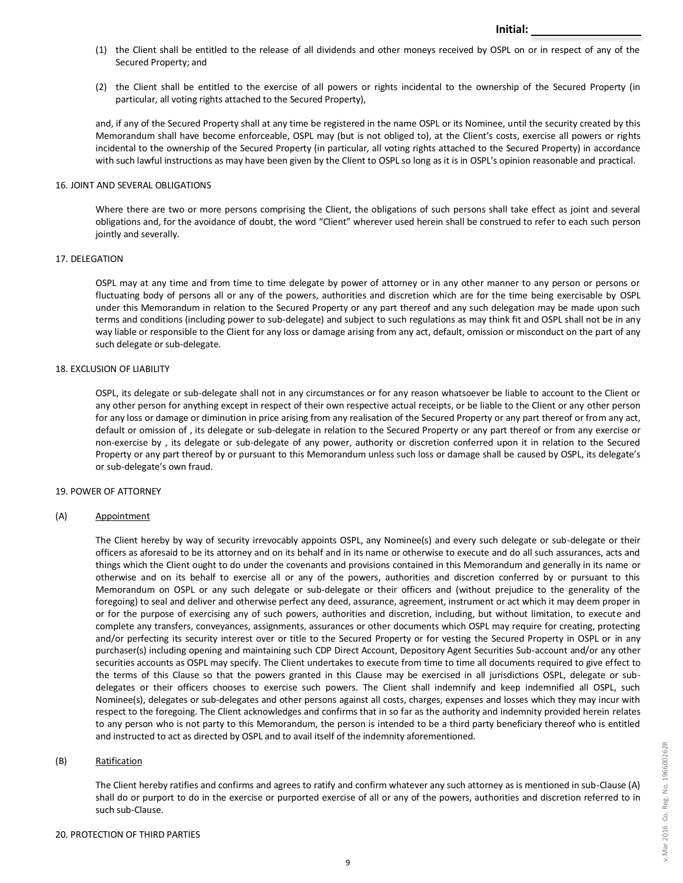(1) the Client shall be entitled to the release of all dividends and other moneys received by OSPL on or in respect of any of the Secured Property; and

(2) the Client shall be entitled to the exercise of all powers or rights incidental to the ownership of the Secured Property (in particular, all voting rights attached to the Secured Property),

and, if any of the Secured Property shall at any time be registered in the name OSPL or its Nominee, until the security created by this Memorandum shall have become enforceable, OSPL may (but is not obliged to), at the Client's costs, exercise all powers or rights incidental to the ownership of the Secured Property (in particular, all voting rights attached to the Secured Property) in accordance with such lawful instructions as may have been given by the Client to OSPL so long as it is in OSPL's opinion reasonable and practical.

16. JOINT AND SEVERAL OBLIGATIONS

Where there are two or more persons comprising the Client, the obligations of such persons shall take effect as joint and several obligations and, for the avoidance of doubt, the word "Client" wherever used herein shall be construed to refer to each such person jointly and severally.

17. DELEGATION

OSPL may at any time and from time to time delegate by power of attorney or in any other manner to any person or persons or fluctuating body of persons all or any of the powers, authorities and discretion which are for the time being exercisable by OSPL under this Memorandum in relation to the Secured Property or any part thereof and any such delegation may be made upon such terms and conditions (including power to sub-delegate) and subject to such regulations as may think fit and OSPL shall not be in any way liable or responsible to the Client for any loss or damage arising from any act, default, omission or misconduct on the part of any such delegate or sub-delegate.

18. EXCLUSION OF LIABILITY

OSPL, its delegate or sub-delegate shall not in any circumstances or for any reason whatsoever be liable to account to the Client or any other person for anything except in respect of their own respective actual receipts, or be liable to the Client or any other person for any loss or damage or diminution in price arising from any realisation of the Secured Property or any part thereof or from any act, default or omission of , its delegate or sub-delegate in relation to the Secured Property or any part thereof or from any exercise or non-exercise by , its delegate or sub-delegate of any power, authority or discretion conferred upon it in relation to the Secured Property or any part thereof by or pursuant to this Memorandum unless such loss or damage shall be caused by OSPL, its delegate's or sub-delegate's own fraud.

19. POWER OF ATTORNEY

(A) Appointment

The Client hereby by way of security irrevocably appoints OSPL, any Nominee(s) and every such delegate or sub-delegate or their officers as aforesaid to be its attorney and on its behalf and in its name or otherwise to execute and do all such assurances, acts and things which the Client ought to do under the covenants and provisions contained in this Memorandum and generally in its name or otherwise and on its behalf to exercise all or any of the powers, authorities and discretion conferred by or pursuant to this Memorandum on OSPL or any such delegate or sub-delegate or their officers and (without prejudice to the generality of the foregoing) to seal and deliver and otherwise perfect any deed, assurance, agreement, instrument or act which it may deem proper in or for the purpose of exercising any of such powers, authorities and discretion, including, but without limitation, to execute and complete any transfers, conveyances, assignments, assurances or other documents which OSPL may require for creating, protecting and/or perfecting its security interest over or title to the Secured Property or for vesting the Secured Property in OSPL or in any purchaser(s) including opening and maintaining such CDP Direct Account, Depository Agent Securities Sub-account and/or any other securities accounts as OSPL may specify. The Client undertakes to execute from time to time all documents required to give effect to the terms of this Clause so that the powers granted in this Clause may be exercised in all jurisdictions OSPL, delegate or sub-delegates or their officers chooses to exercise such powers. The Client shall indemnify and keep indemnified all OSPL, such Nominee(s), delegates or sub-delegates and other persons against all costs, charges, expenses and losses which they may incur with respect to the foregoing. The Client acknowledges and confirms that in so far as the authority and indemnity provided herein relates to any person who is not party to this Memorandum, the person is intended to be a third party beneficiary thereof who is entitled and instructed to act as directed by OSPL and to avail itself of the indemnity aforementioned.

(B) Ratification

The Client hereby ratifies and confirms and agrees to ratify and confirm whatever any such attorney as is mentioned in sub-Clause (A) shall do or purport to do in the exercise or purported exercise of all or any of the powers, authorities and discretion referred to in such sub-Clause.

20. PROTECTION OF THIRD PARTIES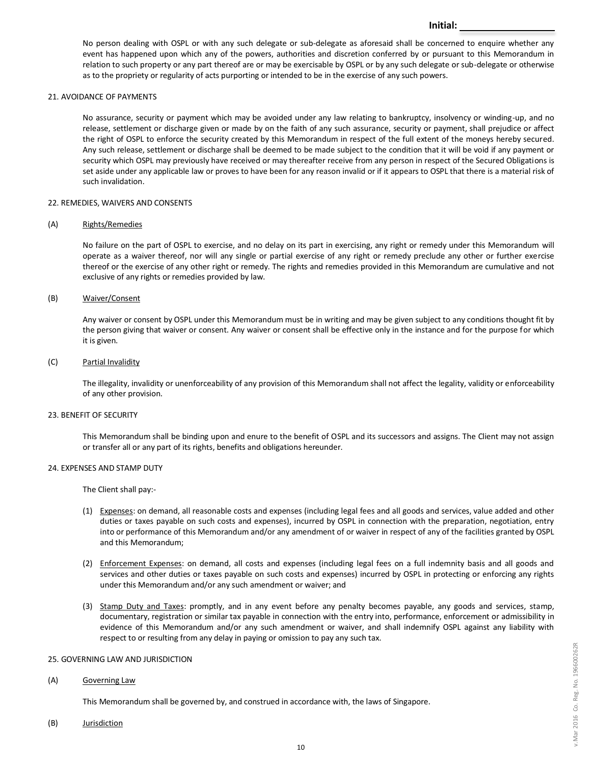No person dealing with OSPL or with any such delegate or sub-delegate as aforesaid shall be concerned to enquire whether any event has happened upon which any of the powers, authorities and discretion conferred by or pursuant to this Memorandum in relation to such property or any part thereof are or may be exercisable by OSPL or by any such delegate or sub-delegate or otherwise as to the propriety or regularity of acts purporting or intended to be in the exercise of any such powers.

## 21. AVOIDANCE OF PAYMENTS

No assurance, security or payment which may be avoided under any law relating to bankruptcy, insolvency or winding-up, and no release, settlement or discharge given or made by on the faith of any such assurance, security or payment, shall prejudice or affect the right of OSPL to enforce the security created by this Memorandum in respect of the full extent of the moneys hereby secured. Any such release, settlement or discharge shall be deemed to be made subject to the condition that it will be void if any payment or security which OSPL may previously have received or may thereafter receive from any person in respect of the Secured Obligations is set aside under any applicable law or proves to have been for any reason invalid or if it appears to OSPL that there is a material risk of such invalidation.

## 22. REMEDIES, WAIVERS AND CONSENTS

(A) Rights/Remedies

No failure on the part of OSPL to exercise, and no delay on its part in exercising, any right or remedy under this Memorandum will operate as a waiver thereof, nor will any single or partial exercise of any right or remedy preclude any other or further exercise thereof or the exercise of any other right or remedy. The rights and remedies provided in this Memorandum are cumulative and not exclusive of any rights or remedies provided by law.

(B) Waiver/Consent

Any waiver or consent by OSPL under this Memorandum must be in writing and may be given subject to any conditions thought fit by the person giving that waiver or consent. Any waiver or consent shall be effective only in the instance and for the purpose for which it is given.

(C) Partial Invalidity

The illegality, invalidity or unenforceability of any provision of this Memorandum shall not affect the legality, validity or enforceability of any other provision.

## 23. BENEFIT OF SECURITY

This Memorandum shall be binding upon and enure to the benefit of OSPL and its successors and assigns. The Client may not assign or transfer all or any part of its rights, benefits and obligations hereunder.

## 24. EXPENSES AND STAMP DUTY

The Client shall pay:-

(1) Expenses: on demand, all reasonable costs and expenses (including legal fees and all goods and services, value added and other duties or taxes payable on such costs and expenses), incurred by OSPL in connection with the preparation, negotiation, entry into or performance of this Memorandum and/or any amendment of or waiver in respect of any of the facilities granted by OSPL and this Memorandum;

(2) Enforcement Expenses: on demand, all costs and expenses (including legal fees on a full indemnity basis and all goods and services and other duties or taxes payable on such costs and expenses) incurred by OSPL in protecting or enforcing any rights under this Memorandum and/or any such amendment or waiver; and

(3) Stamp Duty and Taxes: promptly, and in any event before any penalty becomes payable, any goods and services, stamp, documentary, registration or similar tax payable in connection with the entry into, performance, enforcement or admissibility in evidence of this Memorandum and/or any such amendment or waiver, and shall indemnify OSPL against any liability with respect to or resulting from any delay in paying or omission to pay any such tax.

## 25. GOVERNING LAW AND JURISDICTION

(A) Governing Law

This Memorandum shall be governed by, and construed in accordance with, the laws of Singapore.

(B) Jurisdiction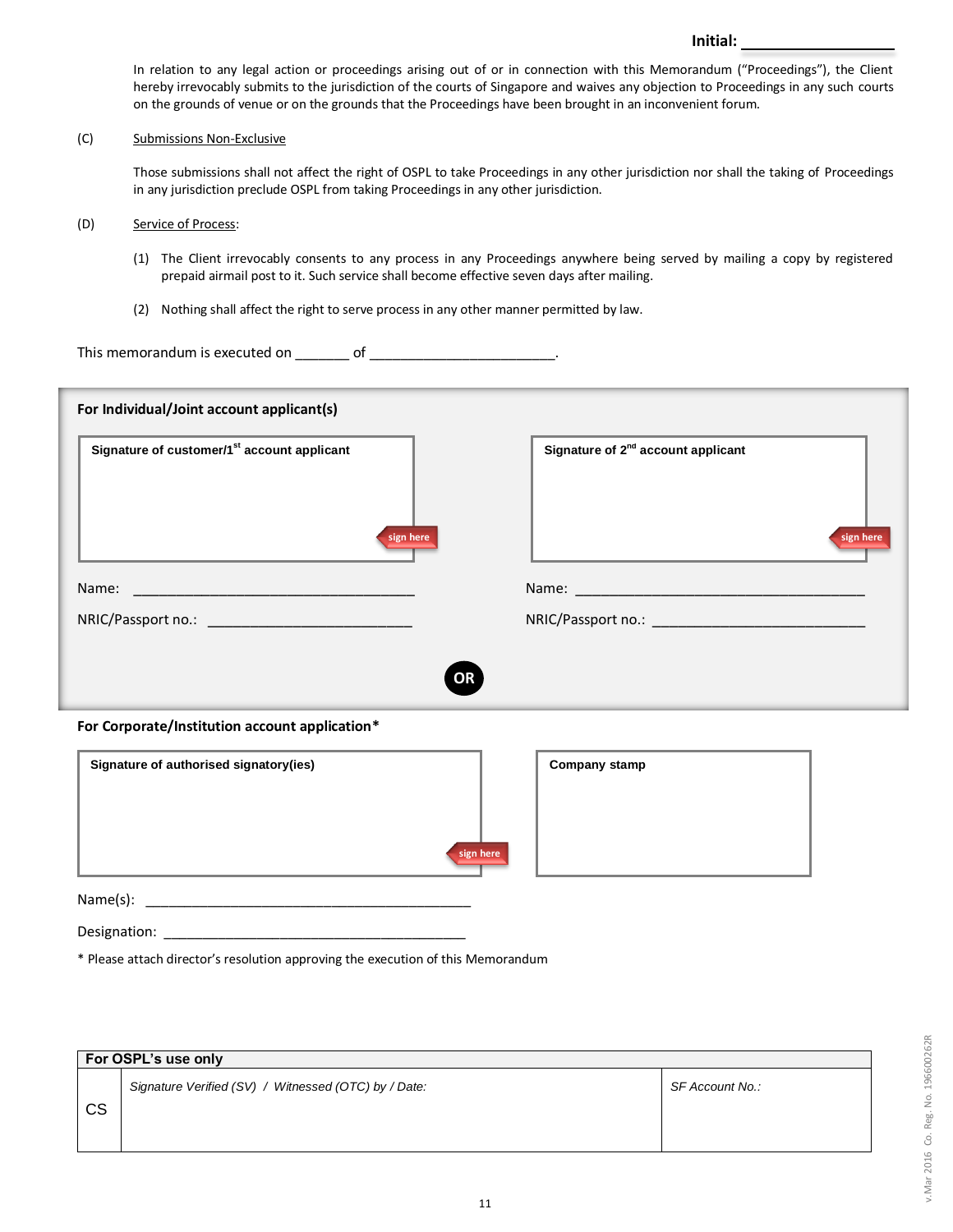Initial: ___________________

In relation to any legal action or proceedings arising out of or in connection with this Memorandum ("Proceedings"), the Client hereby irrevocably submits to the jurisdiction of the courts of Singapore and waives any objection to Proceedings in any such courts on the grounds of venue or on the grounds that the Proceedings have been brought in an inconvenient forum.

(C) Submissions Non-Exclusive

Those submissions shall not affect the right of OSPL to take Proceedings in any other jurisdiction nor shall the taking of Proceedings in any jurisdiction preclude OSPL from taking Proceedings in any other jurisdiction.

(D) Service of Process:

(1) The Client irrevocably consents to any process in any Proceedings anywhere being served by mailing a copy by registered prepaid airmail post to it. Such service shall become effective seven days after mailing.

(2) Nothing shall affect the right to serve process in any other manner permitted by law.

This memorandum is executed on _______ of ________________________.

**For Individual/Joint account applicant(s)**

**Signature of customer/1st account applicant**

sign here

Name: ____________________________________

NRIC/Passport no.: __________________________

**Signature of 2nd account applicant**

sign here

Name: ____________________________________

NRIC/Passport no.: __________________________

**OR**

**For Corporate/Institution account application***

**Signature of authorised signatory(ies)**

sign here

**Company stamp**

Name(s): __________________________________________

Designation: _______________________________________

* Please attach director's resolution approving the execution of this Memorandum

| For OSPL's use only | | |
| --- | --- | --- |
| CS | *Signature Verified (SV) / Witnessed (OTC) by / Date:* | *SF Account No.:* |

v.Mar 2016 Co. Reg. No. 196600262R